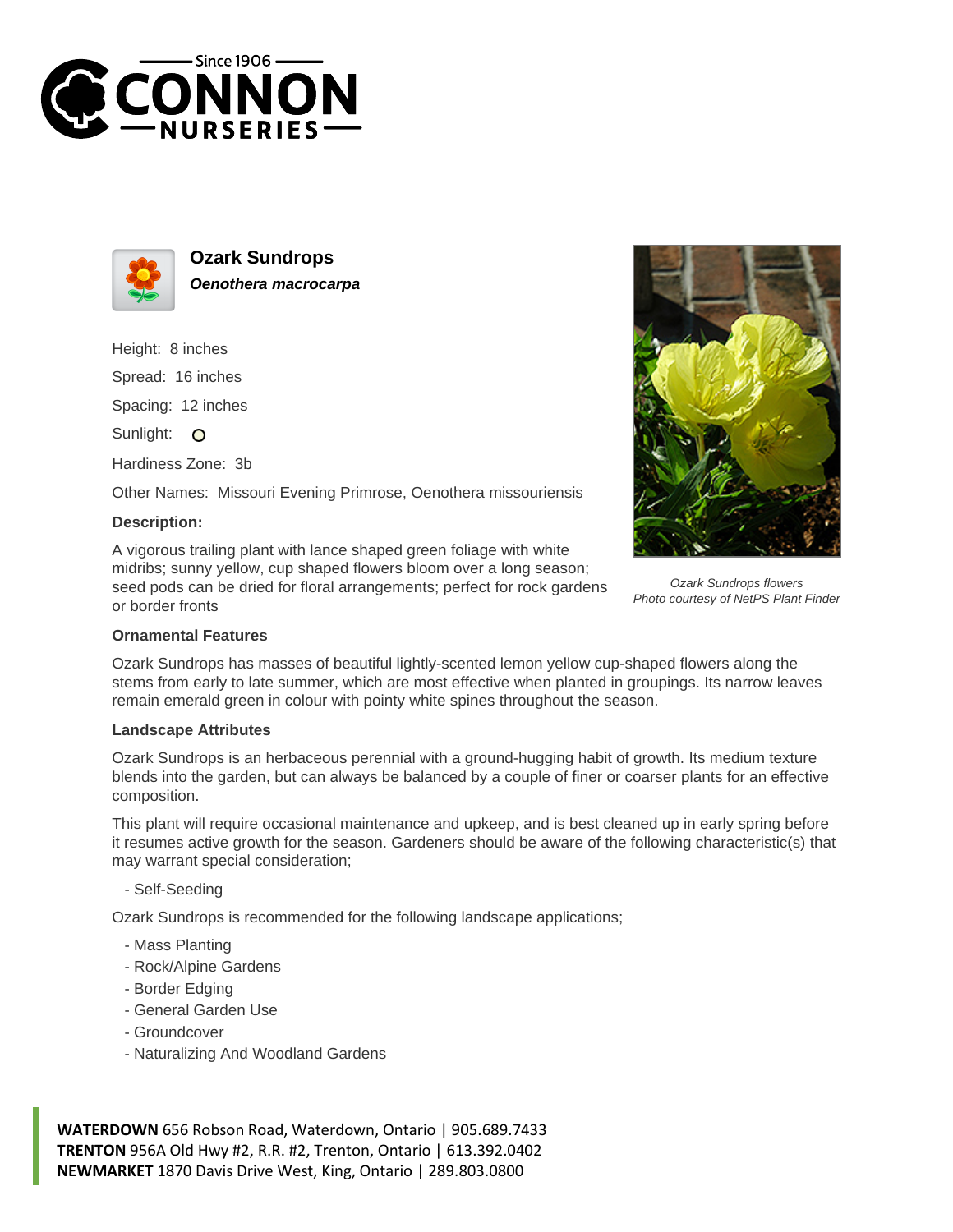# Ozark Sundrops

***Oenothera macrocarpa***

Height: 8 inches

Spread: 16 inches

Spacing: 12 inches

Sunlight: O

Hardiness Zone: 3b

Other Names: Missouri Evening Primrose, Oenothera missouriensis

### Description:

A vigorous trailing plant with lance shaped green foliage with white midribs; sunny yellow, cup shaped flowers bloom over a long season; seed pods can be dried for floral arrangements; perfect for rock gardens or border fronts

*Ozark Sundrops flowers*
*Photo courtesy of NetPS Plant Finder*

### Ornamental Features

Ozark Sundrops has masses of beautiful lightly-scented lemon yellow cup-shaped flowers along the stems from early to late summer, which are most effective when planted in groupings. Its narrow leaves remain emerald green in colour with pointy white spines throughout the season.

### Landscape Attributes

Ozark Sundrops is an herbaceous perennial with a ground-hugging habit of growth. Its medium texture blends into the garden, but can always be balanced by a couple of finer or coarser plants for an effective composition.

This plant will require occasional maintenance and upkeep, and is best cleaned up in early spring before it resumes active growth for the season. Gardeners should be aware of the following characteristic(s) that may warrant special consideration;

- Self-Seeding

Ozark Sundrops is recommended for the following landscape applications;

- Mass Planting
- Rock/Alpine Gardens
- Border Edging
- General Garden Use
- Groundcover
- Naturalizing And Woodland Gardens

**WATERDOWN** 656 Robson Road, Waterdown, Ontario | 905.689.7433
**TRENTON** 956A Old Hwy #2, R.R. #2, Trenton, Ontario | 613.392.0402
**NEWMARKET** 1870 Davis Drive West, King, Ontario | 289.803.0800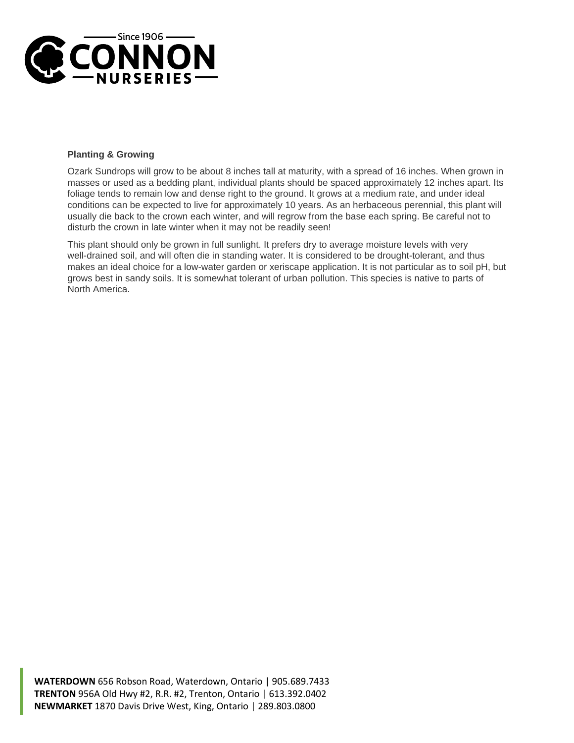### Planting & Growing

Ozark Sundrops will grow to be about 8 inches tall at maturity, with a spread of 16 inches. When grown in masses or used as a bedding plant, individual plants should be spaced approximately 12 inches apart. Its foliage tends to remain low and dense right to the ground. It grows at a medium rate, and under ideal conditions can be expected to live for approximately 10 years. As an herbaceous perennial, this plant will usually die back to the crown each winter, and will regrow from the base each spring. Be careful not to disturb the crown in late winter when it may not be readily seen!

This plant should only be grown in full sunlight. It prefers dry to average moisture levels with very well-drained soil, and will often die in standing water. It is considered to be drought-tolerant, and thus makes an ideal choice for a low-water garden or xeriscape application. It is not particular as to soil pH, but grows best in sandy soils. It is somewhat tolerant of urban pollution. This species is native to parts of North America.